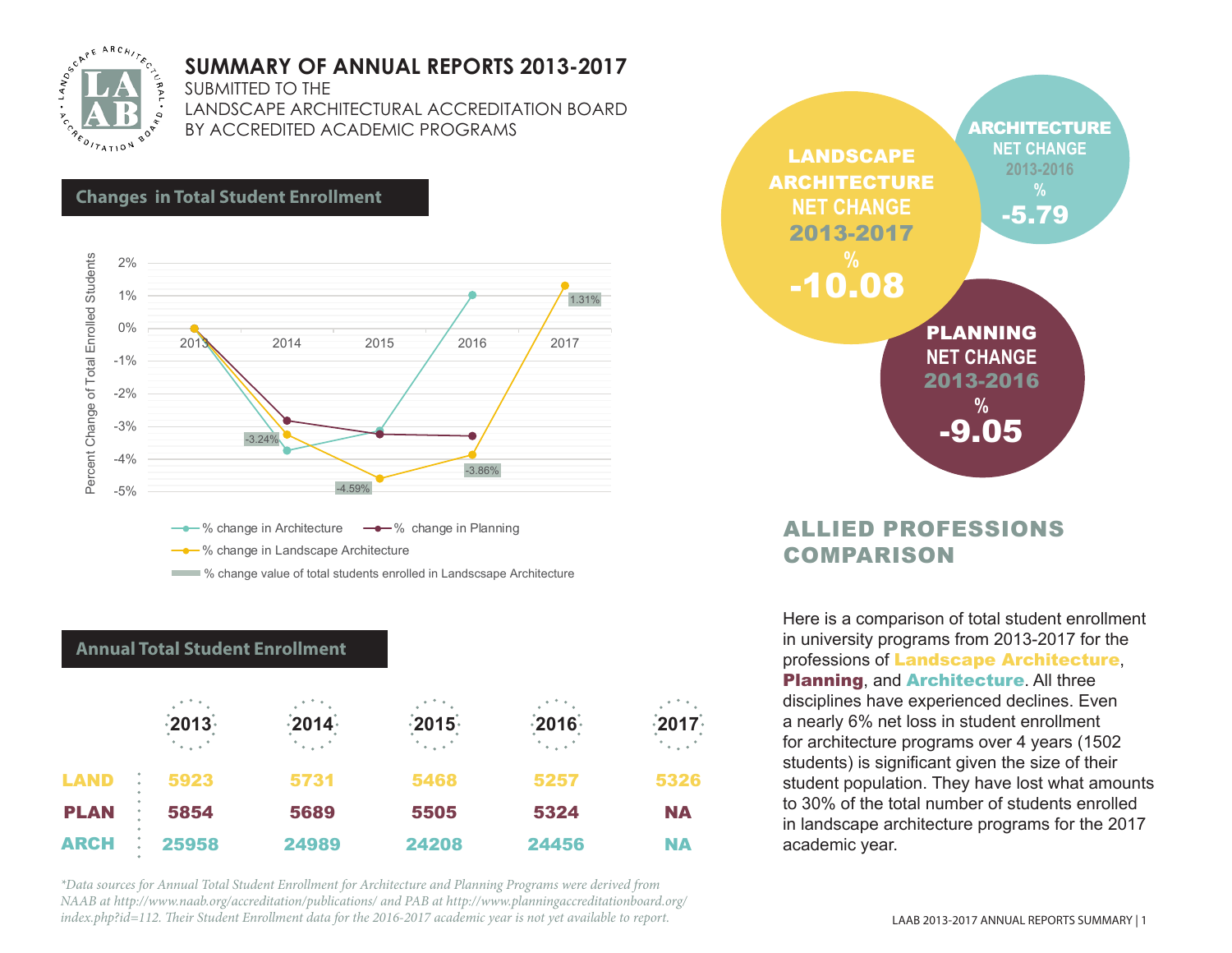# SUMMARY OF ANNUAL REPORTS 2013-2017

SUBMITTED TO THE
LANDSCAPE ARCHITECTURAL ACCREDITATION BOARD
BY ACCREDITED ACADEMIC PROGRAMS

## Changes in Total Student Enrollment

Percent Change of Total Enrolled Students

| Year | 2013 | 2014 | 2015 | 2016 | 2017 |
|---|---|---|---|---|---|
| % change value of total students enrolled in Landscape Architecture | | -3.24% | -4.59% | -3.86% | 1.31% |

- % change in Architecture
- % change in Planning
- % change in Landscape Architecture
- % change value of total students enrolled in Landscsape Architecture

**LANDSCAPE ARCHITECTURE** NET CHANGE 2013-2017 % **-10.08**

**ARCHITECTURE** NET CHANGE 2013-2016 % **-5.79**

**PLANNING** NET CHANGE 2013-2016 % **-9.05**

## ALLIED PROFESSIONS COMPARISON

Here is a comparison of total student enrollment in university programs from 2013-2017 for the professions of **Landscape Architecture**, **Planning**, and **Architecture**. All three disciplines have experienced declines. Even a nearly 6% net loss in student enrollment for architecture programs over 4 years (1502 students) is significant given the size of their student population. They have lost what amounts to 30% of the total number of students enrolled in landscape architecture programs for the 2017 academic year.

## Annual Total Student Enrollment

| | 2013 | 2014 | 2015 | 2016 | 2017 |
|---|---|---|---|---|---|
| **LAND** | 5923 | 5731 | 5468 | 5257 | 5326 |
| **PLAN** | 5854 | 5689 | 5505 | 5324 | NA |
| **ARCH** | 25958 | 24989 | 24208 | 24456 | NA |

*\*Data sources for Annual Total Student Enrollment for Architecture and Planning Programs were derived from NAAB at http://www.naab.org/accreditation/publications/ and PAB at http://www.planningaccreditationboard.org/index.php?id=112. Their Student Enrollment data for the 2016-2017 academic year is not yet available to report.*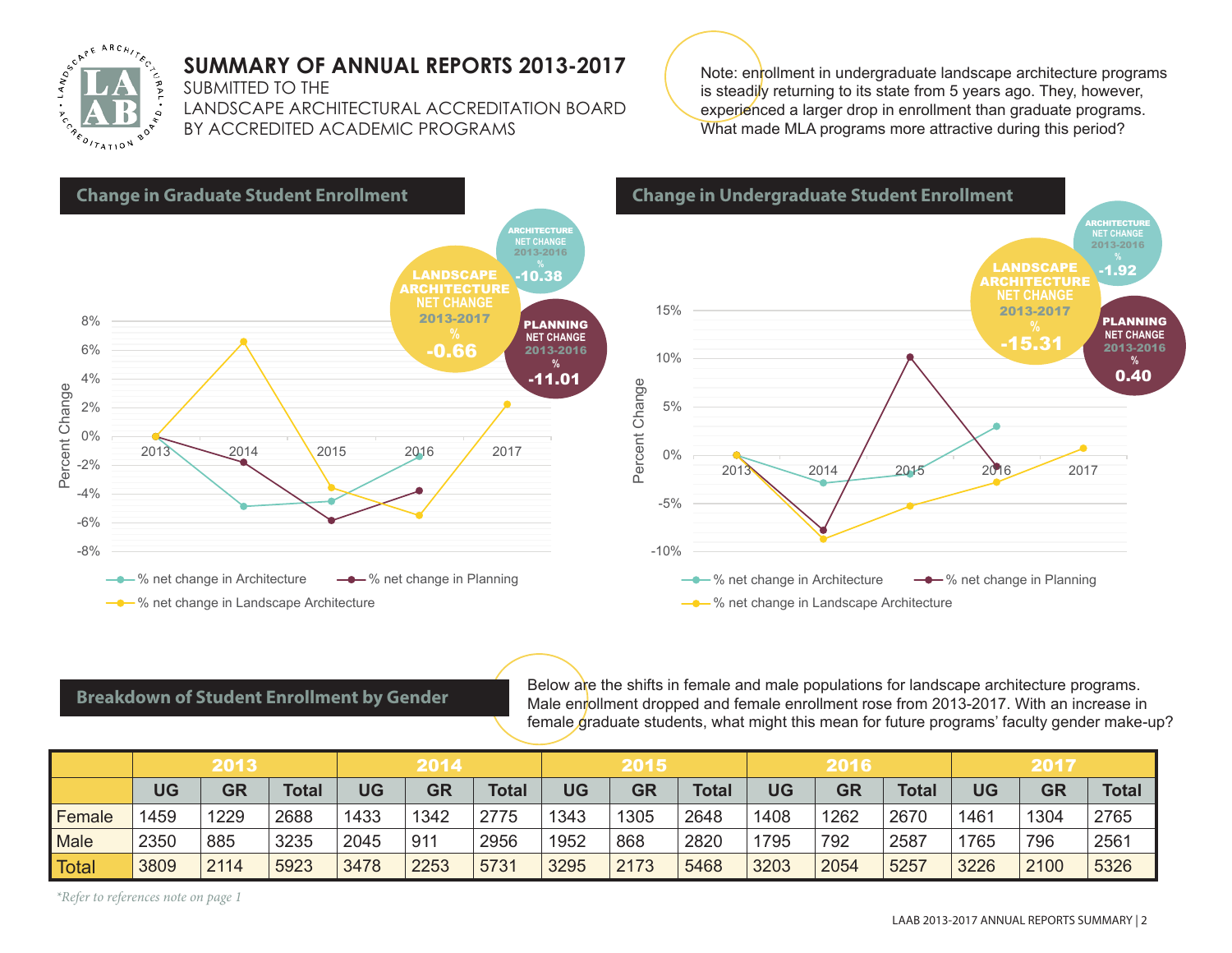# SUMMARY OF ANNUAL REPORTS 2013-2017

SUBMITTED TO THE
LANDSCAPE ARCHITECTURAL ACCREDITATION BOARD
BY ACCREDITED ACADEMIC PROGRAMS

Note: enrollment in undergraduate landscape architecture programs is steadily returning to its state from 5 years ago. They, however, experienced a larger drop in enrollment than graduate programs. What made MLA programs more attractive during this period?

## Change in Graduate Student Enrollment

LANDSCAPE ARCHITECTURE NET CHANGE 2013-2017 % **-0.66**

ARCHITECTURE NET CHANGE 2013-2016 % **-10.38**

PLANNING NET CHANGE 2013-2016 % **-11.01**

Percent Change (2013–2017)

- % net change in Architecture
- % net change in Planning
- % net change in Landscape Architecture

## Change in Undergraduate Student Enrollment

LANDSCAPE ARCHITECTURE NET CHANGE 2013-2017 % **-15.31**

ARCHITECTURE NET CHANGE 2013-2016 % **-1.92**

PLANNING NET CHANGE 2013-2016 % **0.40**

Percent Change (2013–2017)

- % net change in Architecture
- % net change in Planning
- % net change in Landscape Architecture

## Breakdown of Student Enrollment by Gender

Below are the shifts in female and male populations for landscape architecture programs. Male enrollment dropped and female enrollment rose from 2013-2017. With an increase in female graduate students, what might this mean for future programs' faculty gender make-up?

| | 2013 | | | 2014 | | | 2015 | | | 2016 | | | 2017 | | |
|---|---|---|---|---|---|---|---|---|---|---|---|---|---|---|---|
| | UG | GR | Total | UG | GR | Total | UG | GR | Total | UG | GR | Total | UG | GR | Total |
| Female | 1459 | 1229 | 2688 | 1433 | 1342 | 2775 | 1343 | 1305 | 2648 | 1408 | 1262 | 2670 | 1461 | 1304 | 2765 |
| Male | 2350 | 885 | 3235 | 2045 | 911 | 2956 | 1952 | 868 | 2820 | 1795 | 792 | 2587 | 1765 | 796 | 2561 |
| Total | 3809 | 2114 | 5923 | 3478 | 2253 | 5731 | 3295 | 2173 | 5468 | 3203 | 2054 | 5257 | 3226 | 2100 | 5326 |

*\*Refer to references note on page 1*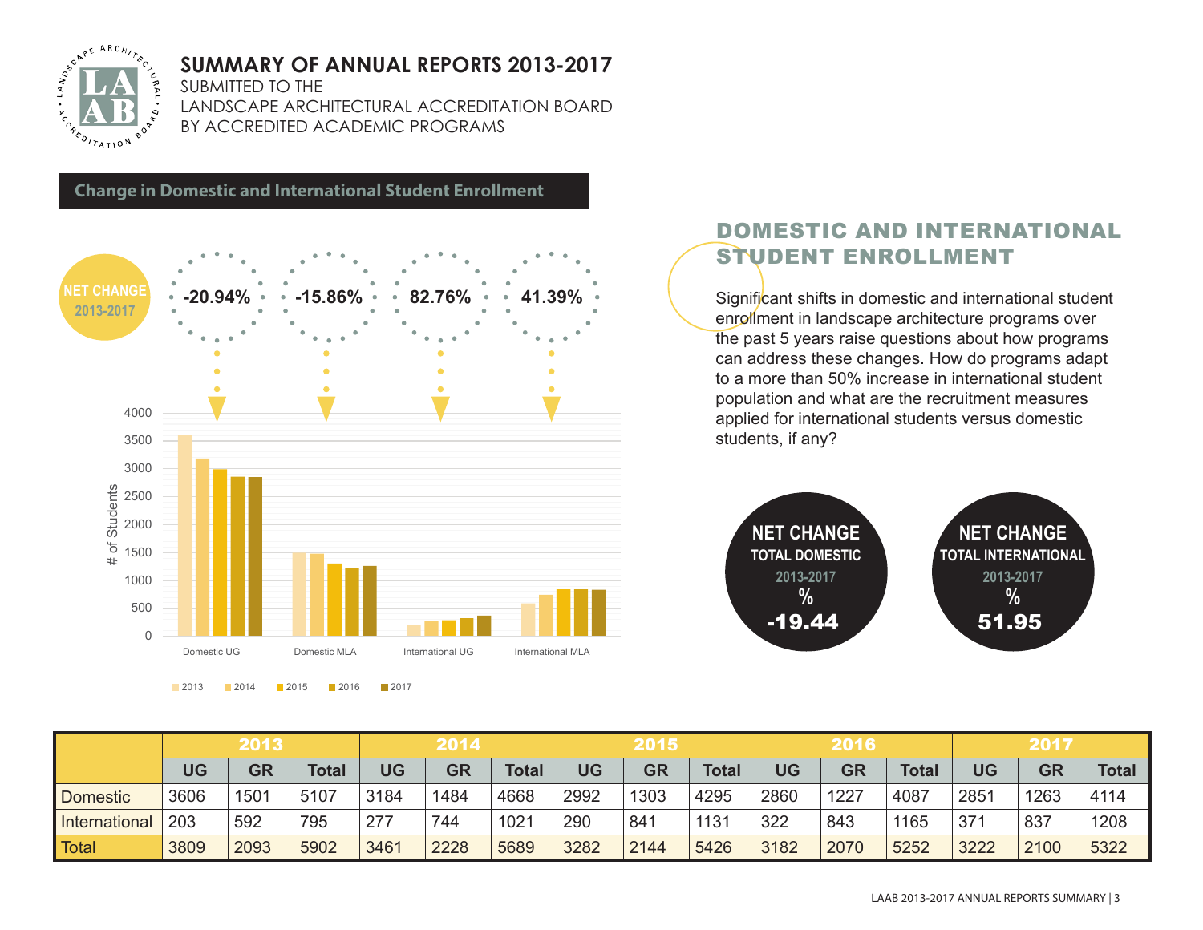# SUMMARY OF ANNUAL REPORTS 2013-2017

SUBMITTED TO THE
LANDSCAPE ARCHITECTURAL ACCREDITATION BOARD
BY ACCREDITED ACADEMIC PROGRAMS

## Change in Domestic and International Student Enrollment

NET CHANGE 2013-2017

| Domestic UG | Domestic MLA | International UG | International MLA |
|---|---|---|---|
| -20.94% | -15.86% | 82.76% | 41.39% |

## DOMESTIC AND INTERNATIONAL STUDENT ENROLLMENT

Significant shifts in domestic and international student enrollment in landscape architecture programs over the past 5 years raise questions about how programs can address these changes. How do programs adapt to a more than 50% increase in international student population and what are the recruitment measures applied for international students versus domestic students, if any?

**NET CHANGE TOTAL DOMESTIC 2013-2017 %: -19.44**

**NET CHANGE TOTAL INTERNATIONAL 2013-2017 %: 51.95**

| | 2013 | | | 2014 | | | 2015 | | | 2016 | | | 2017 | | |
|---|---|---|---|---|---|---|---|---|---|---|---|---|---|---|---|
| | UG | GR | Total | UG | GR | Total | UG | GR | Total | UG | GR | Total | UG | GR | Total |
| Domestic | 3606 | 1501 | 5107 | 3184 | 1484 | 4668 | 2992 | 1303 | 4295 | 2860 | 1227 | 4087 | 2851 | 1263 | 4114 |
| International | 203 | 592 | 795 | 277 | 744 | 1021 | 290 | 841 | 1131 | 322 | 843 | 1165 | 371 | 837 | 1208 |
| Total | 3809 | 2093 | 5902 | 3461 | 2228 | 5689 | 3282 | 2144 | 5426 | 3182 | 2070 | 5252 | 3222 | 2100 | 5322 |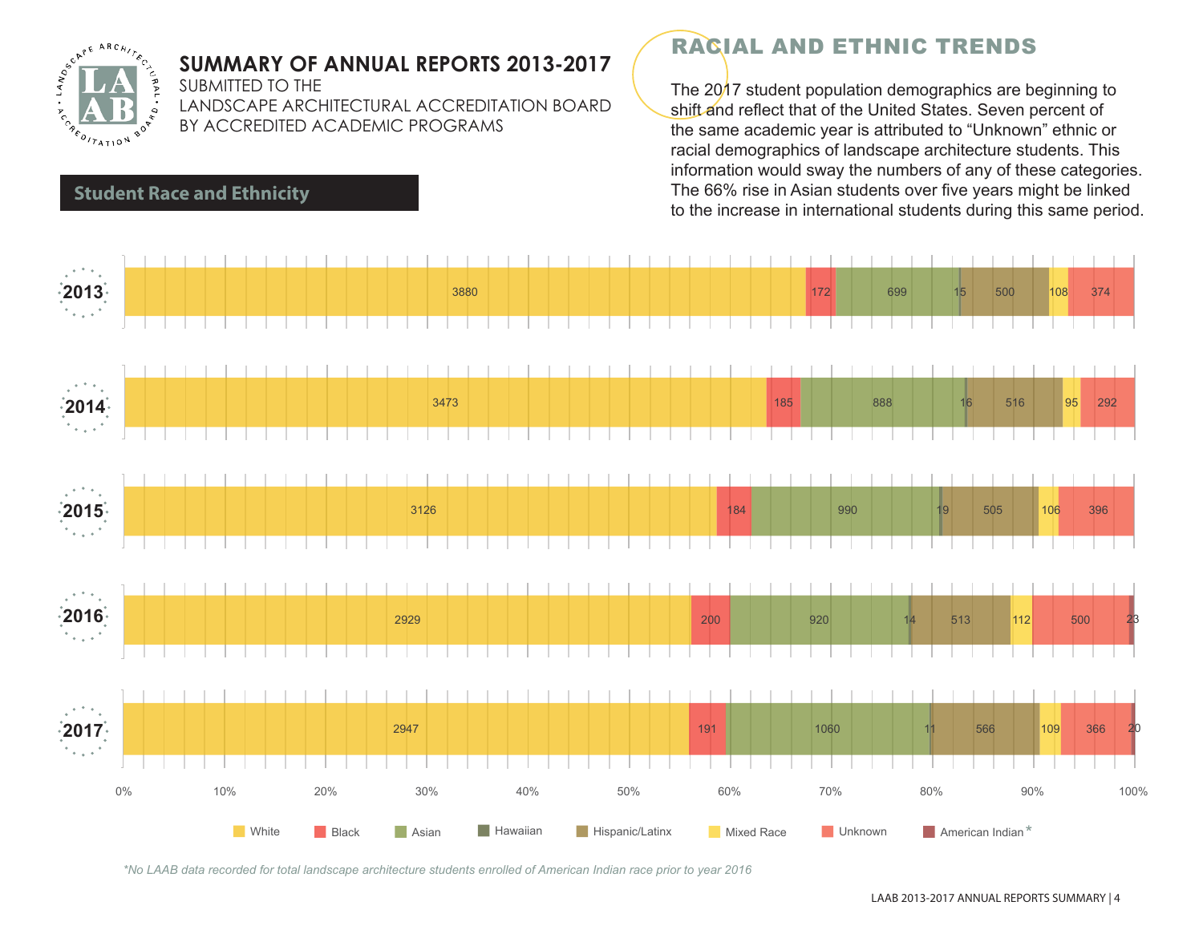# SUMMARY OF ANNUAL REPORTS 2013-2017

SUBMITTED TO THE
LANDSCAPE ARCHITECTURAL ACCREDITATION BOARD
BY ACCREDITED ACADEMIC PROGRAMS

## RACIAL AND ETHNIC TRENDS

The 2017 student population demographics are beginning to shift and reflect that of the United States. Seven percent of the same academic year is attributed to "Unknown" ethnic or racial demographics of landscape architecture students. This information would sway the numbers of any of these categories. The 66% rise in Asian students over five years might be linked to the increase in international students during this same period.

### Student Race and Ethnicity

2013: 3880, 172, 699, 15, 500, 108, 374

2014: 3473, 185, 888, 16, 516, 95, 292

2015: 3126, 184, 990, 19, 505, 106, 396

2016: 2929, 200, 920, 14, 513, 112, 500, 23

2017: 2947, 191, 1060, 11, 566, 109, 366, 20

0% 10% 20% 30% 40% 50% 60% 70% 80% 90% 100%

White, Black, Asian, Hawaiian, Hispanic/Latinx, Mixed Race, Unknown, American Indian*

*No LAAB data recorded for total landscape architecture students enrolled of American Indian race prior to year 2016